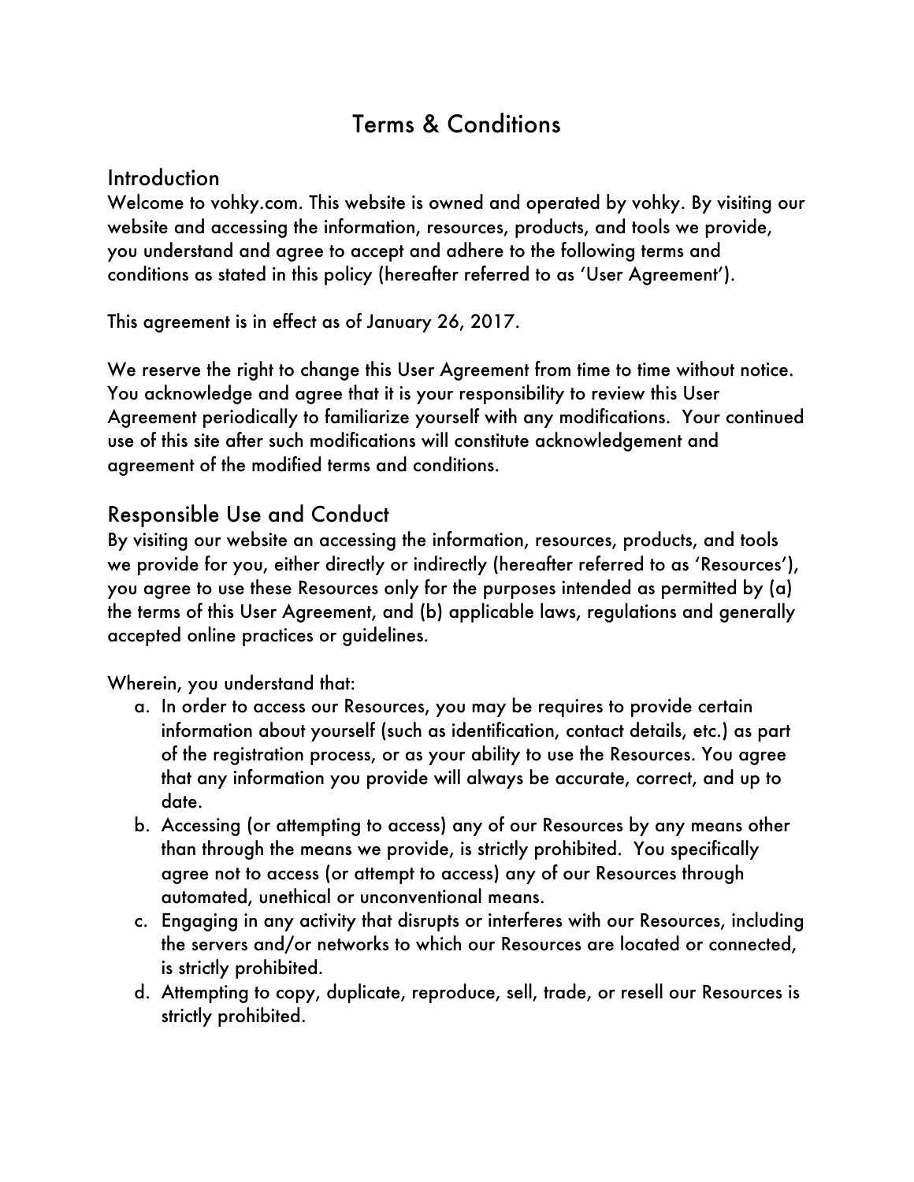# Terms & Conditions

## Introduction

Welcome to vohky.com. This website is owned and operated by vohky. By visiting our website and accessing the information, resources, products, and tools we provide, you understand and agree to accept and adhere to the following terms and conditions as stated in this policy (hereafter referred to as 'User Agreement').

This agreement is in effect as of January 26, 2017.

We reserve the right to change this User Agreement from time to time without notice. You acknowledge and agree that it is your responsibility to review this User Agreement periodically to familiarize yourself with any modifications. Your continued use of this site after such modifications will constitute acknowledgement and agreement of the modified terms and conditions.

## Responsible Use and Conduct

By visiting our website an accessing the information, resources, products, and tools we provide for you, either directly or indirectly (hereafter referred to as 'Resources'), you agree to use these Resources only for the purposes intended as permitted by (a) the terms of this User Agreement, and (b) applicable laws, regulations and generally accepted online practices or guidelines.

Wherein, you understand that:

a. In order to access our Resources, you may be requires to provide certain information about yourself (such as identification, contact details, etc.) as part of the registration process, or as your ability to use the Resources. You agree that any information you provide will always be accurate, correct, and up to date.
b. Accessing (or attempting to access) any of our Resources by any means other than through the means we provide, is strictly prohibited. You specifically agree not to access (or attempt to access) any of our Resources through automated, unethical or unconventional means.
c. Engaging in any activity that disrupts or interferes with our Resources, including the servers and/or networks to which our Resources are located or connected, is strictly prohibited.
d. Attempting to copy, duplicate, reproduce, sell, trade, or resell our Resources is strictly prohibited.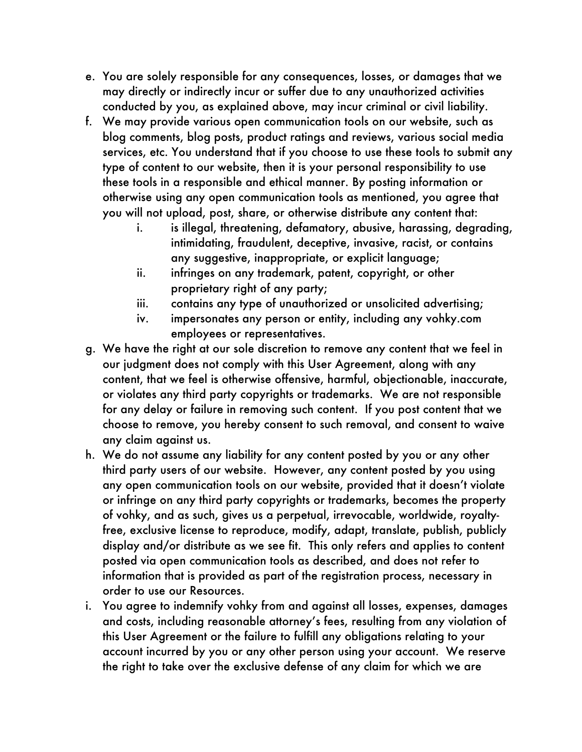e. You are solely responsible for any consequences, losses, or damages that we may directly or indirectly incur or suffer due to any unauthorized activities conducted by you, as explained above, may incur criminal or civil liability.
f. We may provide various open communication tools on our website, such as blog comments, blog posts, product ratings and reviews, various social media services, etc. You understand that if you choose to use these tools to submit any type of content to our website, then it is your personal responsibility to use these tools in a responsible and ethical manner. By posting information or otherwise using any open communication tools as mentioned, you agree that you will not upload, post, share, or otherwise distribute any content that:
   i. is illegal, threatening, defamatory, abusive, harassing, degrading, intimidating, fraudulent, deceptive, invasive, racist, or contains any suggestive, inappropriate, or explicit language;
   ii. infringes on any trademark, patent, copyright, or other proprietary right of any party;
   iii. contains any type of unauthorized or unsolicited advertising;
   iv. impersonates any person or entity, including any vohky.com employees or representatives.
g. We have the right at our sole discretion to remove any content that we feel in our judgment does not comply with this User Agreement, along with any content, that we feel is otherwise offensive, harmful, objectionable, inaccurate, or violates any third party copyrights or trademarks. We are not responsible for any delay or failure in removing such content. If you post content that we choose to remove, you hereby consent to such removal, and consent to waive any claim against us.
h. We do not assume any liability for any content posted by you or any other third party users of our website. However, any content posted by you using any open communication tools on our website, provided that it doesn't violate or infringe on any third party copyrights or trademarks, becomes the property of vohky, and as such, gives us a perpetual, irrevocable, worldwide, royalty-free, exclusive license to reproduce, modify, adapt, translate, publish, publicly display and/or distribute as we see fit. This only refers and applies to content posted via open communication tools as described, and does not refer to information that is provided as part of the registration process, necessary in order to use our Resources.
i. You agree to indemnify vohky from and against all losses, expenses, damages and costs, including reasonable attorney's fees, resulting from any violation of this User Agreement or the failure to fulfill any obligations relating to your account incurred by you or any other person using your account. We reserve the right to take over the exclusive defense of any claim for which we are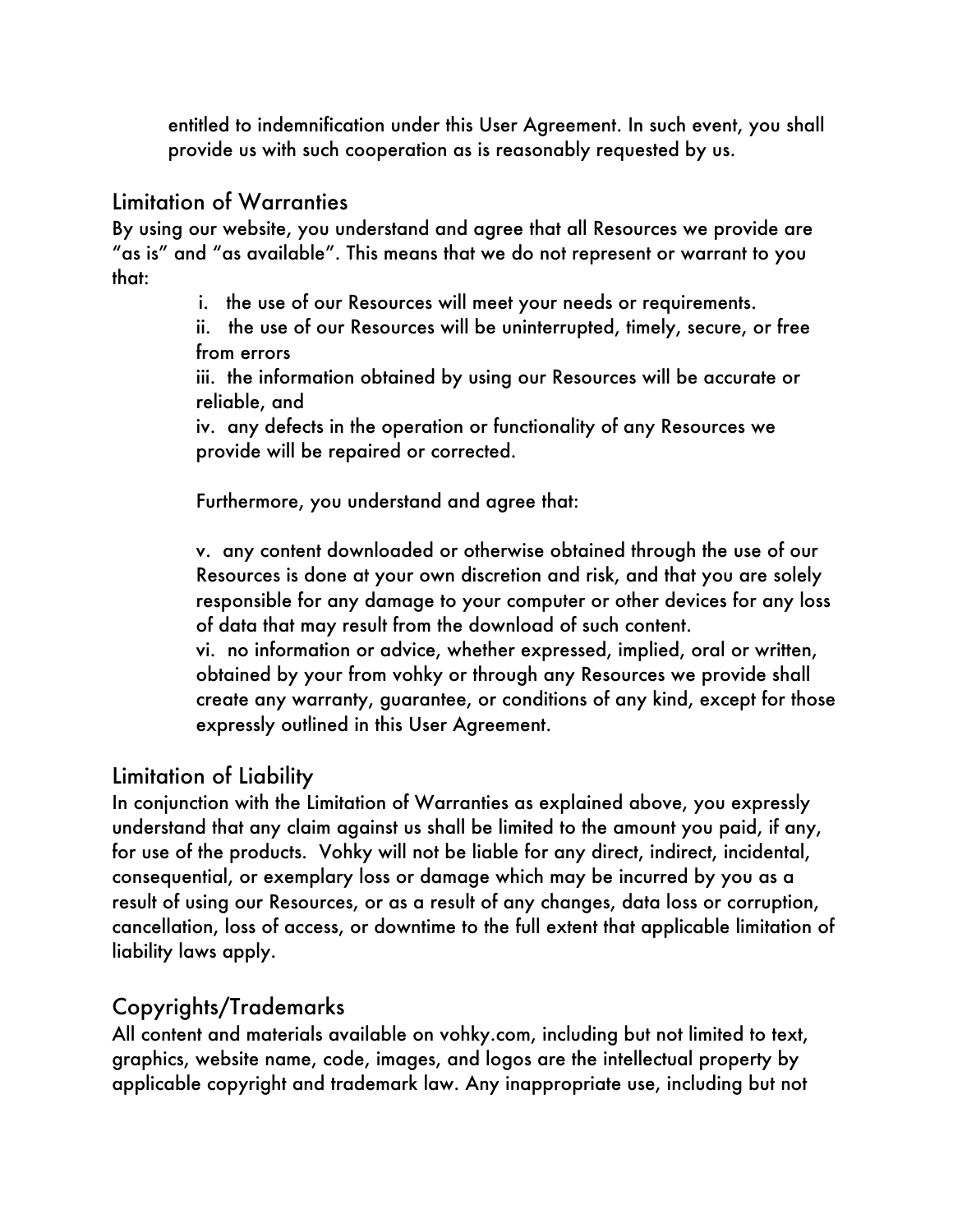entitled to indemnification under this User Agreement. In such event, you shall provide us with such cooperation as is reasonably requested by us.

## Limitation of Warranties

By using our website, you understand and agree that all Resources we provide are "as is" and "as available". This means that we do not represent or warrant to you that:

i. the use of our Resources will meet your needs or requirements.
ii. the use of our Resources will be uninterrupted, timely, secure, or free from errors
iii. the information obtained by using our Resources will be accurate or reliable, and
iv. any defects in the operation or functionality of any Resources we provide will be repaired or corrected.

Furthermore, you understand and agree that:

v. any content downloaded or otherwise obtained through the use of our Resources is done at your own discretion and risk, and that you are solely responsible for any damage to your computer or other devices for any loss of data that may result from the download of such content.
vi. no information or advice, whether expressed, implied, oral or written, obtained by your from vohky or through any Resources we provide shall create any warranty, guarantee, or conditions of any kind, except for those expressly outlined in this User Agreement.

## Limitation of Liability

In conjunction with the Limitation of Warranties as explained above, you expressly understand that any claim against us shall be limited to the amount you paid, if any, for use of the products. Vohky will not be liable for any direct, indirect, incidental, consequential, or exemplary loss or damage which may be incurred by you as a result of using our Resources, or as a result of any changes, data loss or corruption, cancellation, loss of access, or downtime to the full extent that applicable limitation of liability laws apply.

## Copyrights/Trademarks

All content and materials available on vohky.com, including but not limited to text, graphics, website name, code, images, and logos are the intellectual property by applicable copyright and trademark law. Any inappropriate use, including but not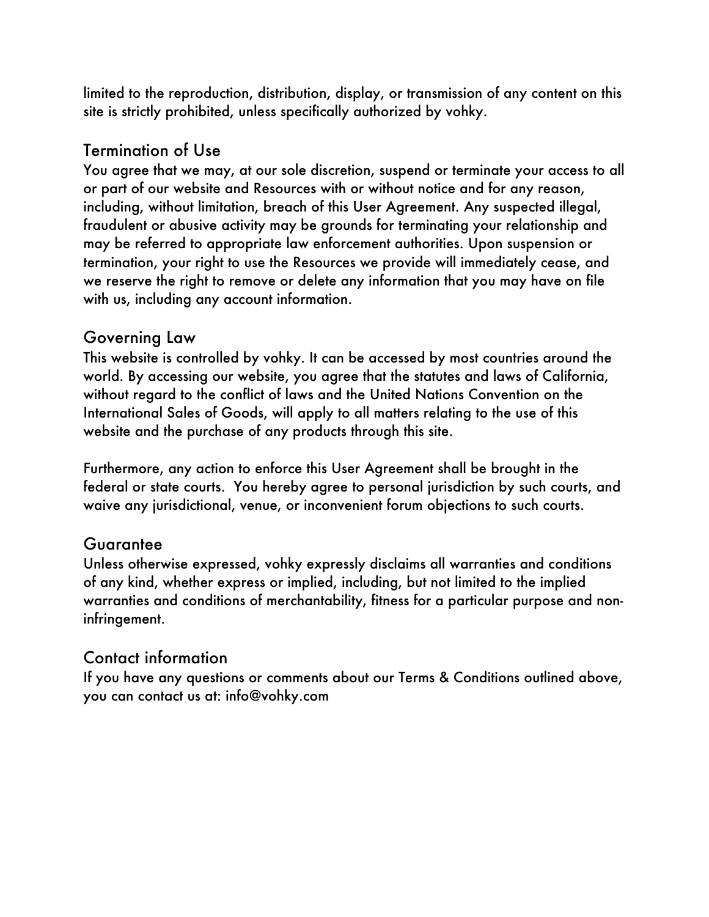limited to the reproduction, distribution, display, or transmission of any content on this site is strictly prohibited, unless specifically authorized by vohky.

## Termination of Use

You agree that we may, at our sole discretion, suspend or terminate your access to all or part of our website and Resources with or without notice and for any reason, including, without limitation, breach of this User Agreement. Any suspected illegal, fraudulent or abusive activity may be grounds for terminating your relationship and may be referred to appropriate law enforcement authorities. Upon suspension or termination, your right to use the Resources we provide will immediately cease, and we reserve the right to remove or delete any information that you may have on file with us, including any account information.

## Governing Law

This website is controlled by vohky. It can be accessed by most countries around the world. By accessing our website, you agree that the statutes and laws of California, without regard to the conflict of laws and the United Nations Convention on the International Sales of Goods, will apply to all matters relating to the use of this website and the purchase of any products through this site.

Furthermore, any action to enforce this User Agreement shall be brought in the federal or state courts. You hereby agree to personal jurisdiction by such courts, and waive any jurisdictional, venue, or inconvenient forum objections to such courts.

## Guarantee

Unless otherwise expressed, vohky expressly disclaims all warranties and conditions of any kind, whether express or implied, including, but not limited to the implied warranties and conditions of merchantability, fitness for a particular purpose and non-infringement.

## Contact information

If you have any questions or comments about our Terms & Conditions outlined above, you can contact us at: info@vohky.com